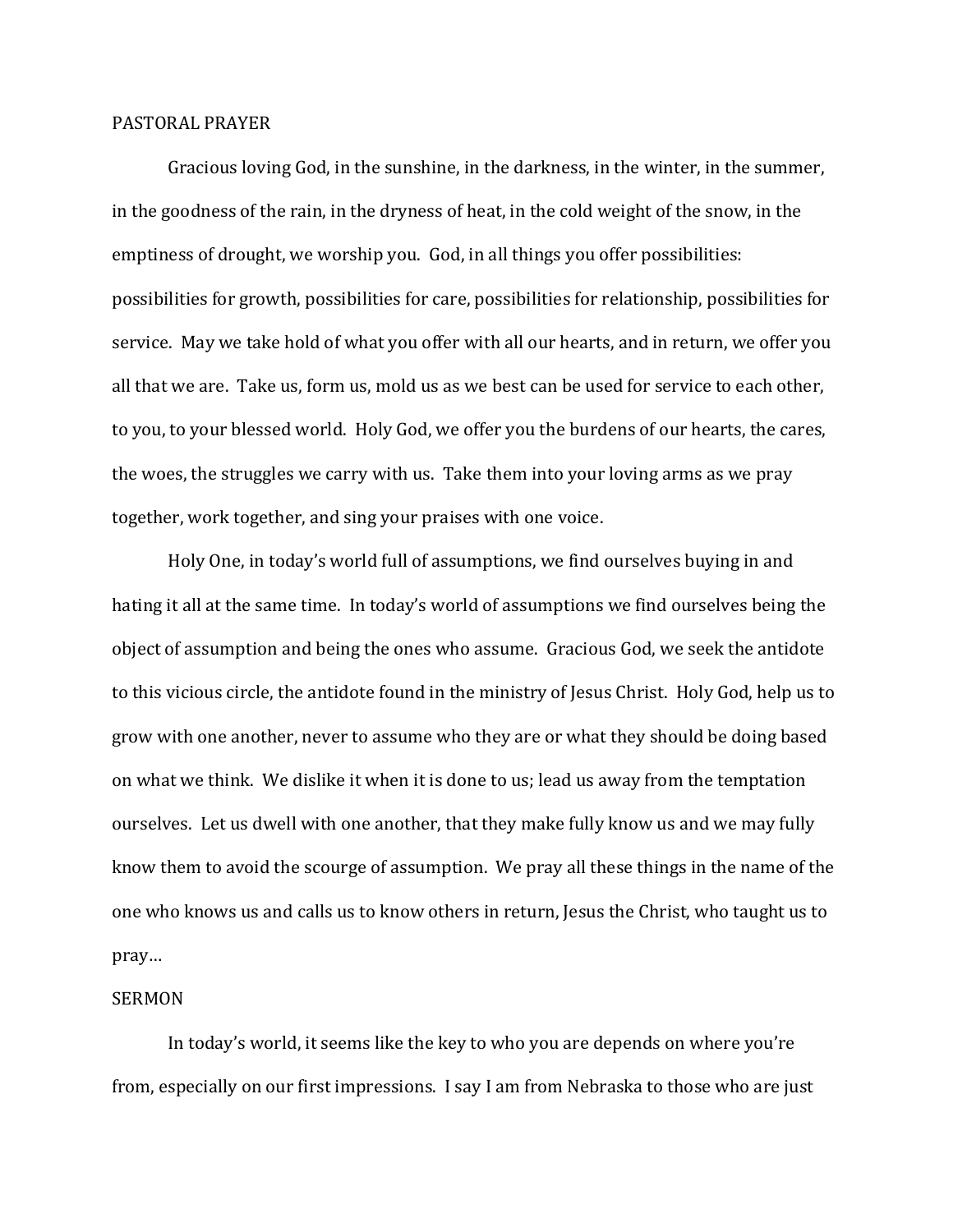## PASTORAL PRAYER

Gracious loving God, in the sunshine, in the darkness, in the winter, in the summer, in the goodness of the rain, in the dryness of heat, in the cold weight of the snow, in the emptiness of drought, we worship you. God, in all things you offer possibilities: possibilities for growth, possibilities for care, possibilities for relationship, possibilities for service. May we take hold of what you offer with all our hearts, and in return, we offer you all that we are. Take us, form us, mold us as we best can be used for service to each other, to you, to your blessed world. Holy God, we offer you the burdens of our hearts, the cares, the woes, the struggles we carry with us. Take them into your loving arms as we pray together, work together, and sing your praises with one voice.

Holy One, in today's world full of assumptions, we find ourselves buying in and hating it all at the same time. In today's world of assumptions we find ourselves being the object of assumption and being the ones who assume. Gracious God, we seek the antidote to this vicious circle, the antidote found in the ministry of Jesus Christ. Holy God, help us to grow with one another, never to assume who they are or what they should be doing based on what we think. We dislike it when it is done to us; lead us away from the temptation ourselves. Let us dwell with one another, that they make fully know us and we may fully know them to avoid the scourge of assumption. We pray all these things in the name of the one who knows us and calls us to know others in return, Jesus the Christ, who taught us to pray…

## SERMON

In today's world, it seems like the key to who you are depends on where you're from, especially on our first impressions. I say I am from Nebraska to those who are just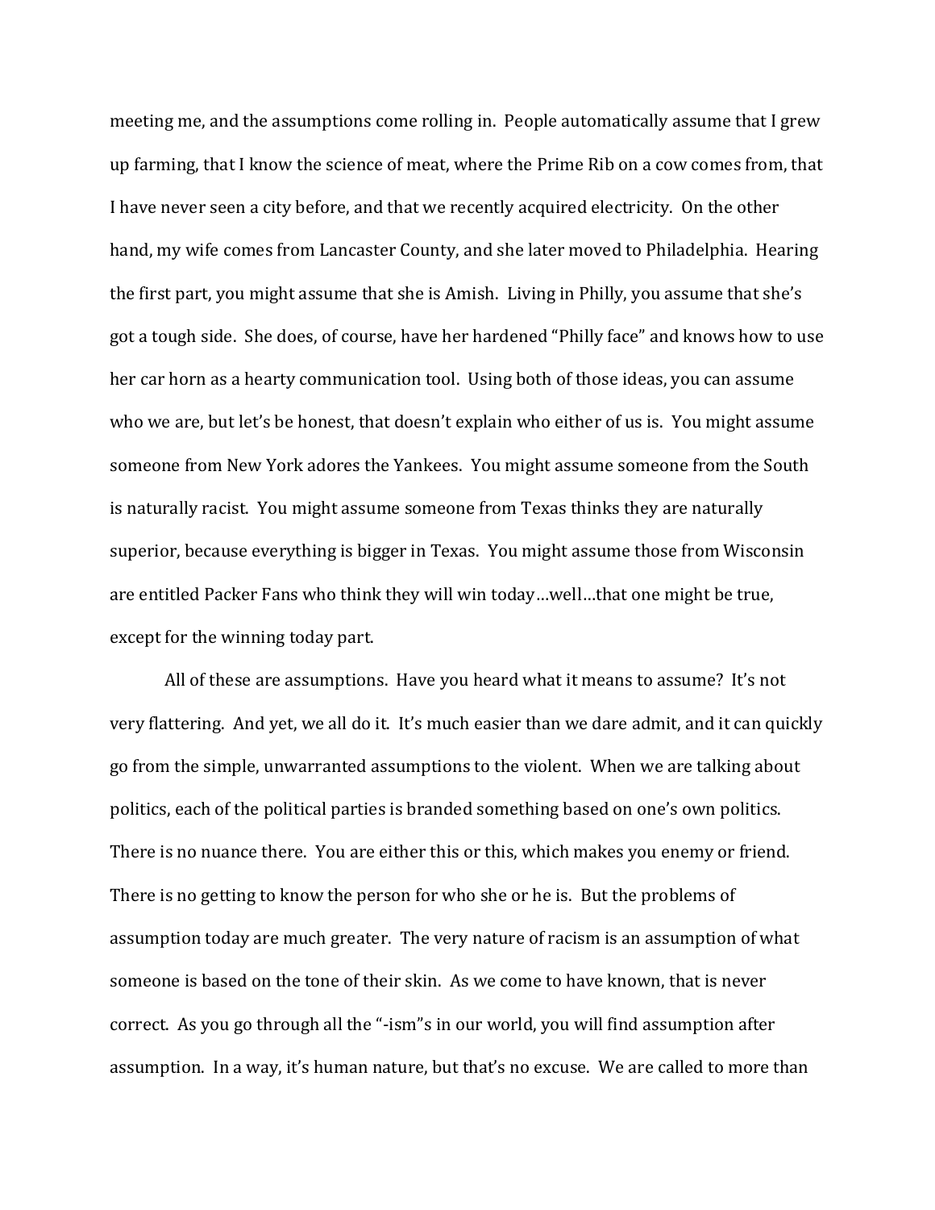meeting me, and the assumptions come rolling in. People automatically assume that I grew up farming, that I know the science of meat, where the Prime Rib on a cow comes from, that I have never seen a city before, and that we recently acquired electricity. On the other hand, my wife comes from Lancaster County, and she later moved to Philadelphia. Hearing the first part, you might assume that she is Amish. Living in Philly, you assume that she's got a tough side. She does, of course, have her hardened "Philly face" and knows how to use her car horn as a hearty communication tool. Using both of those ideas, you can assume who we are, but let's be honest, that doesn't explain who either of us is. You might assume someone from New York adores the Yankees. You might assume someone from the South is naturally racist. You might assume someone from Texas thinks they are naturally superior, because everything is bigger in Texas. You might assume those from Wisconsin are entitled Packer Fans who think they will win today…well…that one might be true, except for the winning today part.

All of these are assumptions. Have you heard what it means to assume? It's not very flattering. And yet, we all do it. It's much easier than we dare admit, and it can quickly go from the simple, unwarranted assumptions to the violent. When we are talking about politics, each of the political parties is branded something based on one's own politics. There is no nuance there. You are either this or this, which makes you enemy or friend. There is no getting to know the person for who she or he is. But the problems of assumption today are much greater. The very nature of racism is an assumption of what someone is based on the tone of their skin. As we come to have known, that is never correct. As you go through all the "-ism"s in our world, you will find assumption after assumption. In a way, it's human nature, but that's no excuse. We are called to more than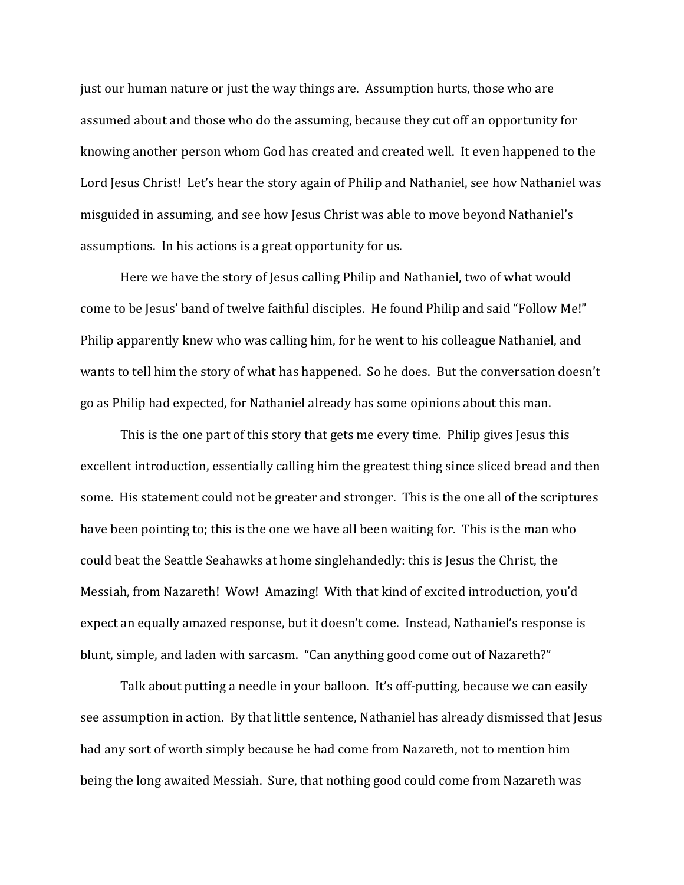just our human nature or just the way things are. Assumption hurts, those who are assumed about and those who do the assuming, because they cut off an opportunity for knowing another person whom God has created and created well. It even happened to the Lord Jesus Christ! Let's hear the story again of Philip and Nathaniel, see how Nathaniel was misguided in assuming, and see how Jesus Christ was able to move beyond Nathaniel's assumptions. In his actions is a great opportunity for us.

Here we have the story of Jesus calling Philip and Nathaniel, two of what would come to be Jesus' band of twelve faithful disciples. He found Philip and said "Follow Me!" Philip apparently knew who was calling him, for he went to his colleague Nathaniel, and wants to tell him the story of what has happened. So he does. But the conversation doesn't go as Philip had expected, for Nathaniel already has some opinions about this man.

This is the one part of this story that gets me every time. Philip gives Jesus this excellent introduction, essentially calling him the greatest thing since sliced bread and then some. His statement could not be greater and stronger. This is the one all of the scriptures have been pointing to; this is the one we have all been waiting for. This is the man who could beat the Seattle Seahawks at home singlehandedly: this is Jesus the Christ, the Messiah, from Nazareth! Wow! Amazing! With that kind of excited introduction, you'd expect an equally amazed response, but it doesn't come. Instead, Nathaniel's response is blunt, simple, and laden with sarcasm. "Can anything good come out of Nazareth?"

Talk about putting a needle in your balloon. It's off-putting, because we can easily see assumption in action. By that little sentence, Nathaniel has already dismissed that Jesus had any sort of worth simply because he had come from Nazareth, not to mention him being the long awaited Messiah. Sure, that nothing good could come from Nazareth was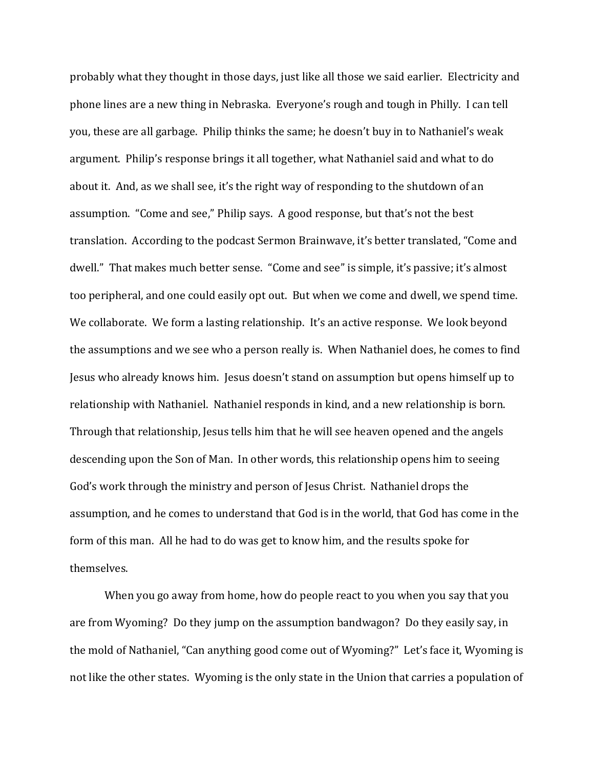probably what they thought in those days, just like all those we said earlier. Electricity and phone lines are a new thing in Nebraska. Everyone's rough and tough in Philly. I can tell you, these are all garbage. Philip thinks the same; he doesn't buy in to Nathaniel's weak argument. Philip's response brings it all together, what Nathaniel said and what to do about it. And, as we shall see, it's the right way of responding to the shutdown of an assumption. "Come and see," Philip says. A good response, but that's not the best translation. According to the podcast Sermon Brainwave, it's better translated, "Come and dwell." That makes much better sense. "Come and see" is simple, it's passive; it's almost too peripheral, and one could easily opt out. But when we come and dwell, we spend time. We collaborate. We form a lasting relationship. It's an active response. We look beyond the assumptions and we see who a person really is. When Nathaniel does, he comes to find Jesus who already knows him. Jesus doesn't stand on assumption but opens himself up to relationship with Nathaniel. Nathaniel responds in kind, and a new relationship is born. Through that relationship, Jesus tells him that he will see heaven opened and the angels descending upon the Son of Man. In other words, this relationship opens him to seeing God's work through the ministry and person of Jesus Christ. Nathaniel drops the assumption, and he comes to understand that God is in the world, that God has come in the form of this man. All he had to do was get to know him, and the results spoke for themselves.

When you go away from home, how do people react to you when you say that you are from Wyoming? Do they jump on the assumption bandwagon? Do they easily say, in the mold of Nathaniel, "Can anything good come out of Wyoming?" Let's face it, Wyoming is not like the other states. Wyoming is the only state in the Union that carries a population of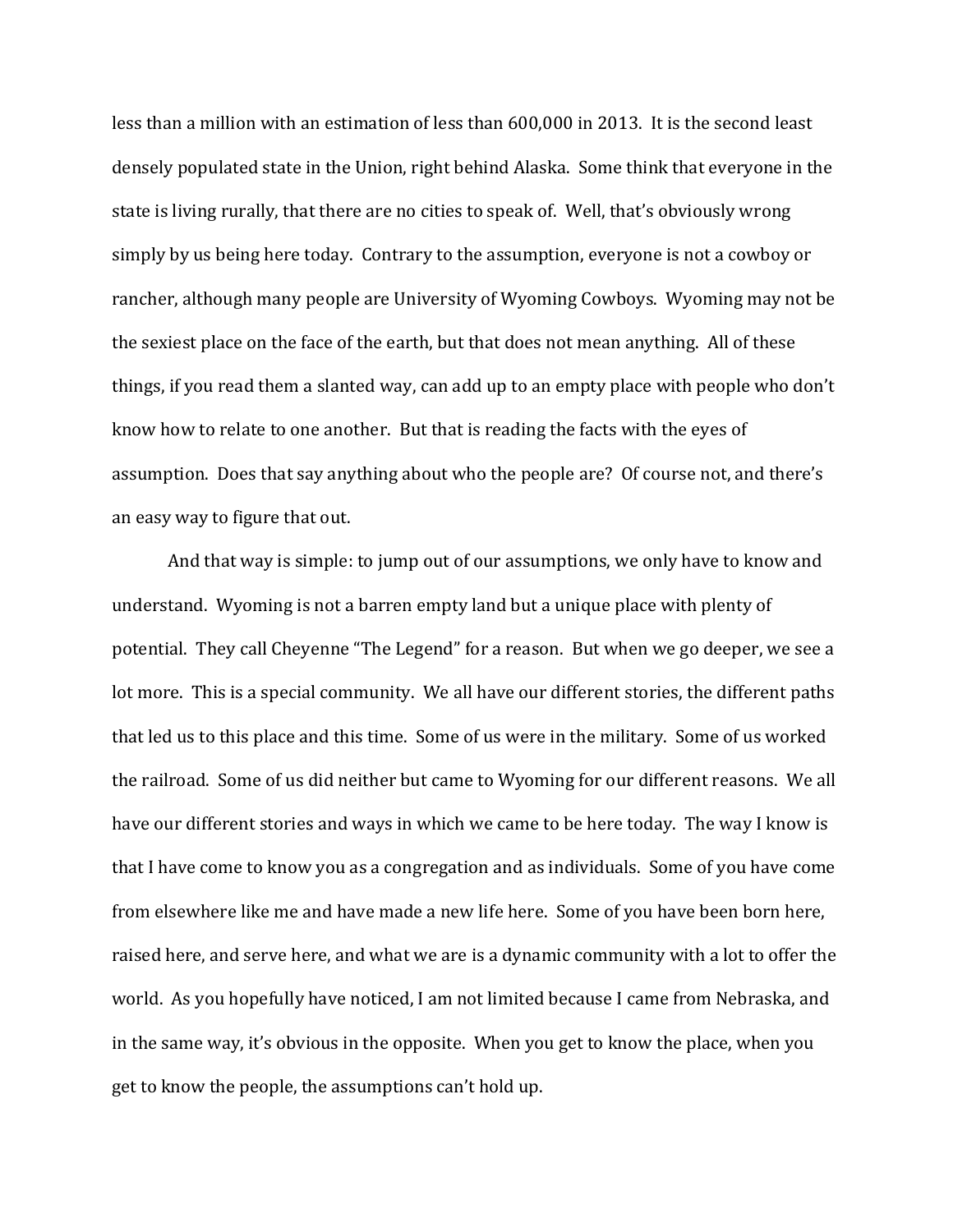less than a million with an estimation of less than 600,000 in 2013. It is the second least densely populated state in the Union, right behind Alaska. Some think that everyone in the state is living rurally, that there are no cities to speak of. Well, that's obviously wrong simply by us being here today. Contrary to the assumption, everyone is not a cowboy or rancher, although many people are University of Wyoming Cowboys. Wyoming may not be the sexiest place on the face of the earth, but that does not mean anything. All of these things, if you read them a slanted way, can add up to an empty place with people who don't know how to relate to one another. But that is reading the facts with the eyes of assumption. Does that say anything about who the people are? Of course not, and there's an easy way to figure that out.

And that way is simple: to jump out of our assumptions, we only have to know and understand. Wyoming is not a barren empty land but a unique place with plenty of potential. They call Cheyenne "The Legend" for a reason. But when we go deeper, we see a lot more. This is a special community. We all have our different stories, the different paths that led us to this place and this time. Some of us were in the military. Some of us worked the railroad. Some of us did neither but came to Wyoming for our different reasons. We all have our different stories and ways in which we came to be here today. The way I know is that I have come to know you as a congregation and as individuals. Some of you have come from elsewhere like me and have made a new life here. Some of you have been born here, raised here, and serve here, and what we are is a dynamic community with a lot to offer the world. As you hopefully have noticed, I am not limited because I came from Nebraska, and in the same way, it's obvious in the opposite. When you get to know the place, when you get to know the people, the assumptions can't hold up.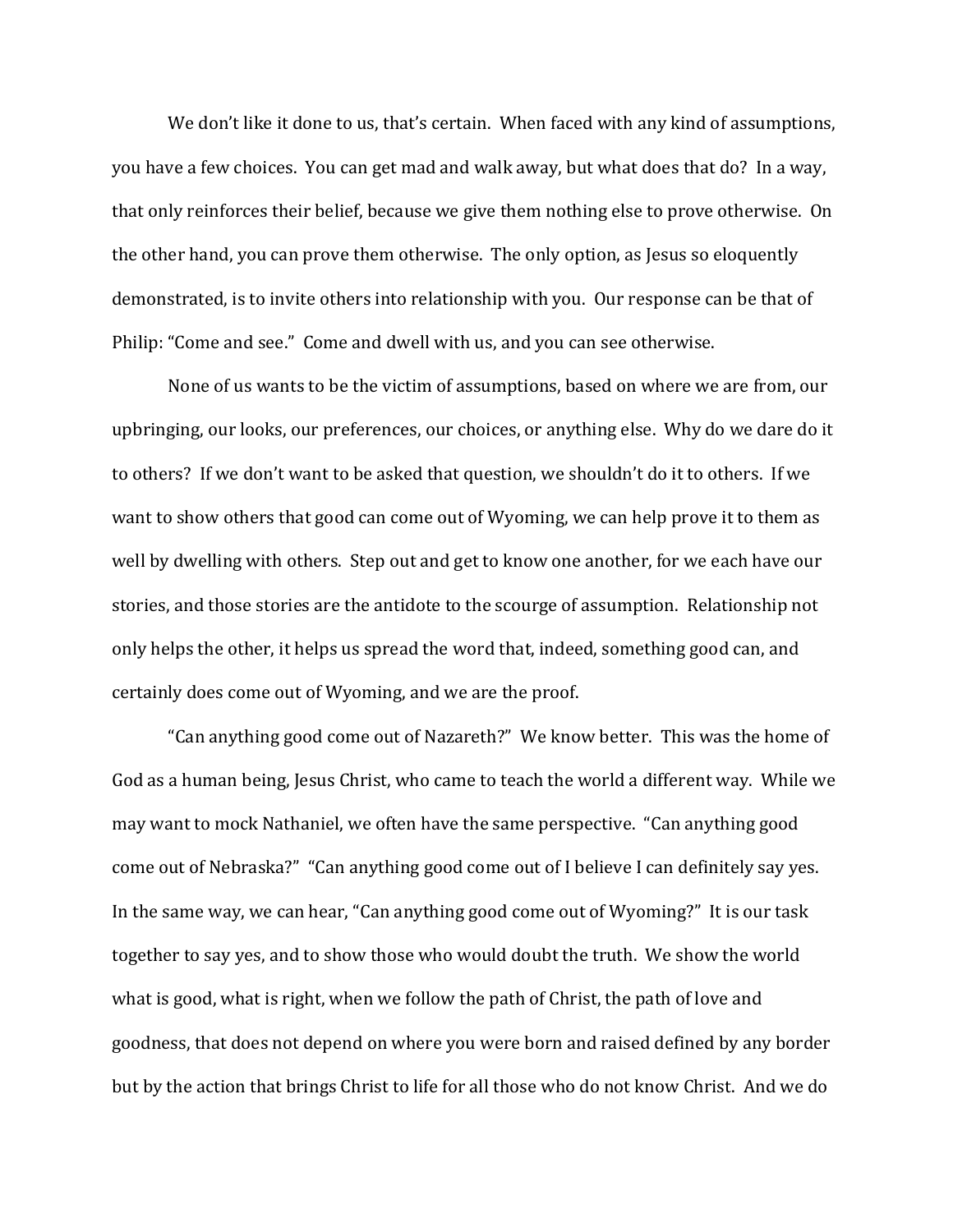We don't like it done to us, that's certain. When faced with any kind of assumptions, you have a few choices. You can get mad and walk away, but what does that do? In a way, that only reinforces their belief, because we give them nothing else to prove otherwise. On the other hand, you can prove them otherwise. The only option, as Jesus so eloquently demonstrated, is to invite others into relationship with you. Our response can be that of Philip: "Come and see." Come and dwell with us, and you can see otherwise.

None of us wants to be the victim of assumptions, based on where we are from, our upbringing, our looks, our preferences, our choices, or anything else. Why do we dare do it to others? If we don't want to be asked that question, we shouldn't do it to others. If we want to show others that good can come out of Wyoming, we can help prove it to them as well by dwelling with others. Step out and get to know one another, for we each have our stories, and those stories are the antidote to the scourge of assumption. Relationship not only helps the other, it helps us spread the word that, indeed, something good can, and certainly does come out of Wyoming, and we are the proof.

"Can anything good come out of Nazareth?" We know better. This was the home of God as a human being, Jesus Christ, who came to teach the world a different way. While we may want to mock Nathaniel, we often have the same perspective. "Can anything good come out of Nebraska?" "Can anything good come out of I believe I can definitely say yes. In the same way, we can hear, "Can anything good come out of Wyoming?" It is our task together to say yes, and to show those who would doubt the truth. We show the world what is good, what is right, when we follow the path of Christ, the path of love and goodness, that does not depend on where you were born and raised defined by any border but by the action that brings Christ to life for all those who do not know Christ. And we do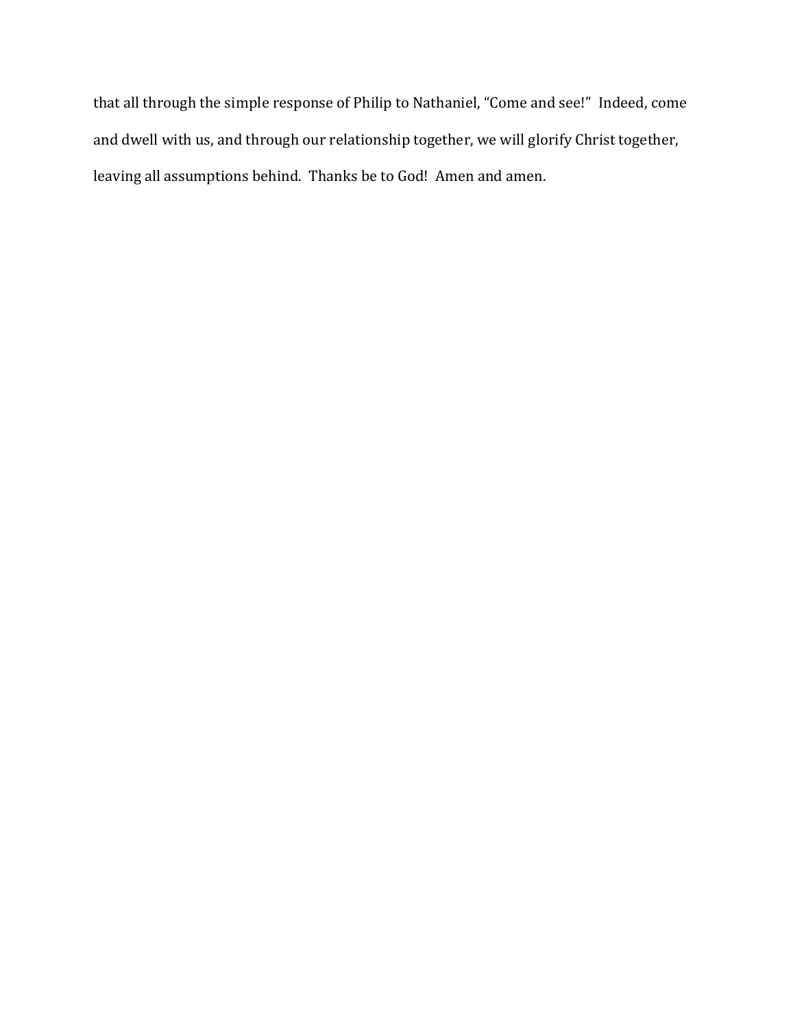that all through the simple response of Philip to Nathaniel, "Come and see!" Indeed, come and dwell with us, and through our relationship together, we will glorify Christ together, leaving all assumptions behind. Thanks be to God! Amen and amen.